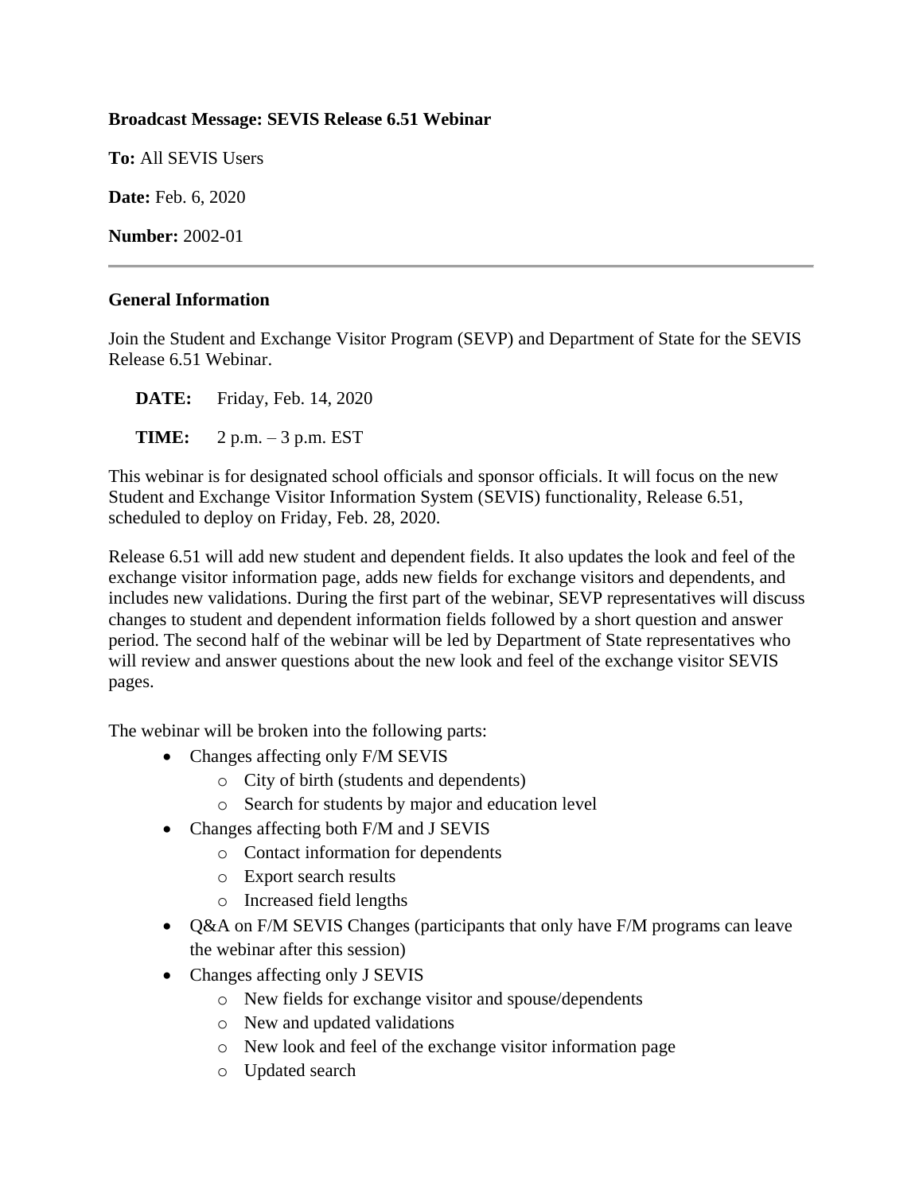**Broadcast Message: SEVIS Release 6.51 Webinar**

**To:** All SEVIS Users

**Date:** Feb. 6, 2020

**Number:** 2002-01

---

**General Information**

Join the Student and Exchange Visitor Program (SEVP) and Department of State for the SEVIS Release 6.51 Webinar.

**DATE:** Friday, Feb. 14, 2020

**TIME:** 2 p.m. – 3 p.m. EST

This webinar is for designated school officials and sponsor officials. It will focus on the new Student and Exchange Visitor Information System (SEVIS) functionality, Release 6.51, scheduled to deploy on Friday, Feb. 28, 2020.

Release 6.51 will add new student and dependent fields. It also updates the look and feel of the exchange visitor information page, adds new fields for exchange visitors and dependents, and includes new validations. During the first part of the webinar, SEVP representatives will discuss changes to student and dependent information fields followed by a short question and answer period. The second half of the webinar will be led by Department of State representatives who will review and answer questions about the new look and feel of the exchange visitor SEVIS pages.

The webinar will be broken into the following parts:

- Changes affecting only F/M SEVIS
  - City of birth (students and dependents)
  - Search for students by major and education level
- Changes affecting both F/M and J SEVIS
  - Contact information for dependents
  - Export search results
  - Increased field lengths
- Q&A on F/M SEVIS Changes (participants that only have F/M programs can leave the webinar after this session)
- Changes affecting only J SEVIS
  - New fields for exchange visitor and spouse/dependents
  - New and updated validations
  - New look and feel of the exchange visitor information page
  - Updated search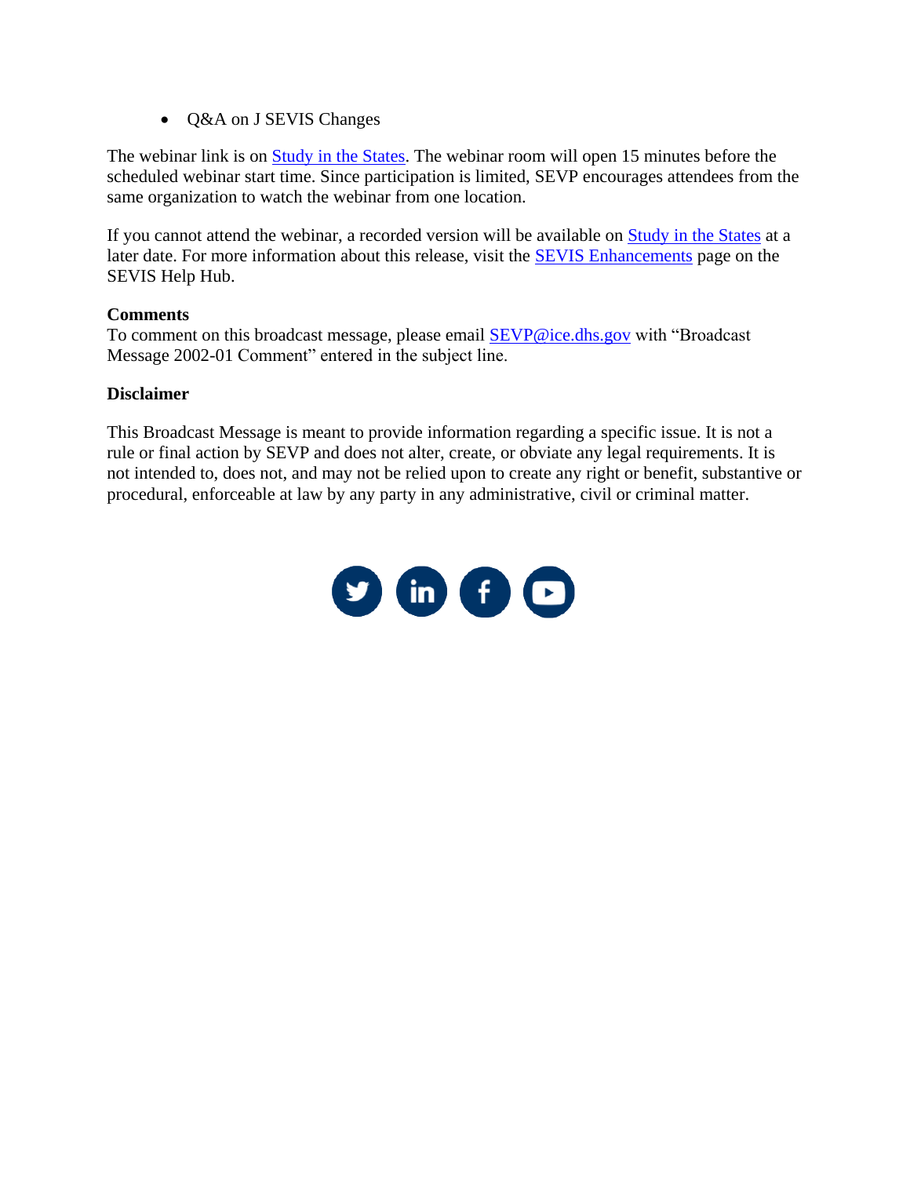- Q&A on J SEVIS Changes

The webinar link is on Study in the States. The webinar room will open 15 minutes before the scheduled webinar start time. Since participation is limited, SEVP encourages attendees from the same organization to watch the webinar from one location.

If you cannot attend the webinar, a recorded version will be available on Study in the States at a later date. For more information about this release, visit the SEVIS Enhancements page on the SEVIS Help Hub.

**Comments**
To comment on this broadcast message, please email SEVP@ice.dhs.gov with "Broadcast Message 2002-01 Comment" entered in the subject line.

**Disclaimer**

This Broadcast Message is meant to provide information regarding a specific issue. It is not a rule or final action by SEVP and does not alter, create, or obviate any legal requirements. It is not intended to, does not, and may not be relied upon to create any right or benefit, substantive or procedural, enforceable at law by any party in any administrative, civil or criminal matter.